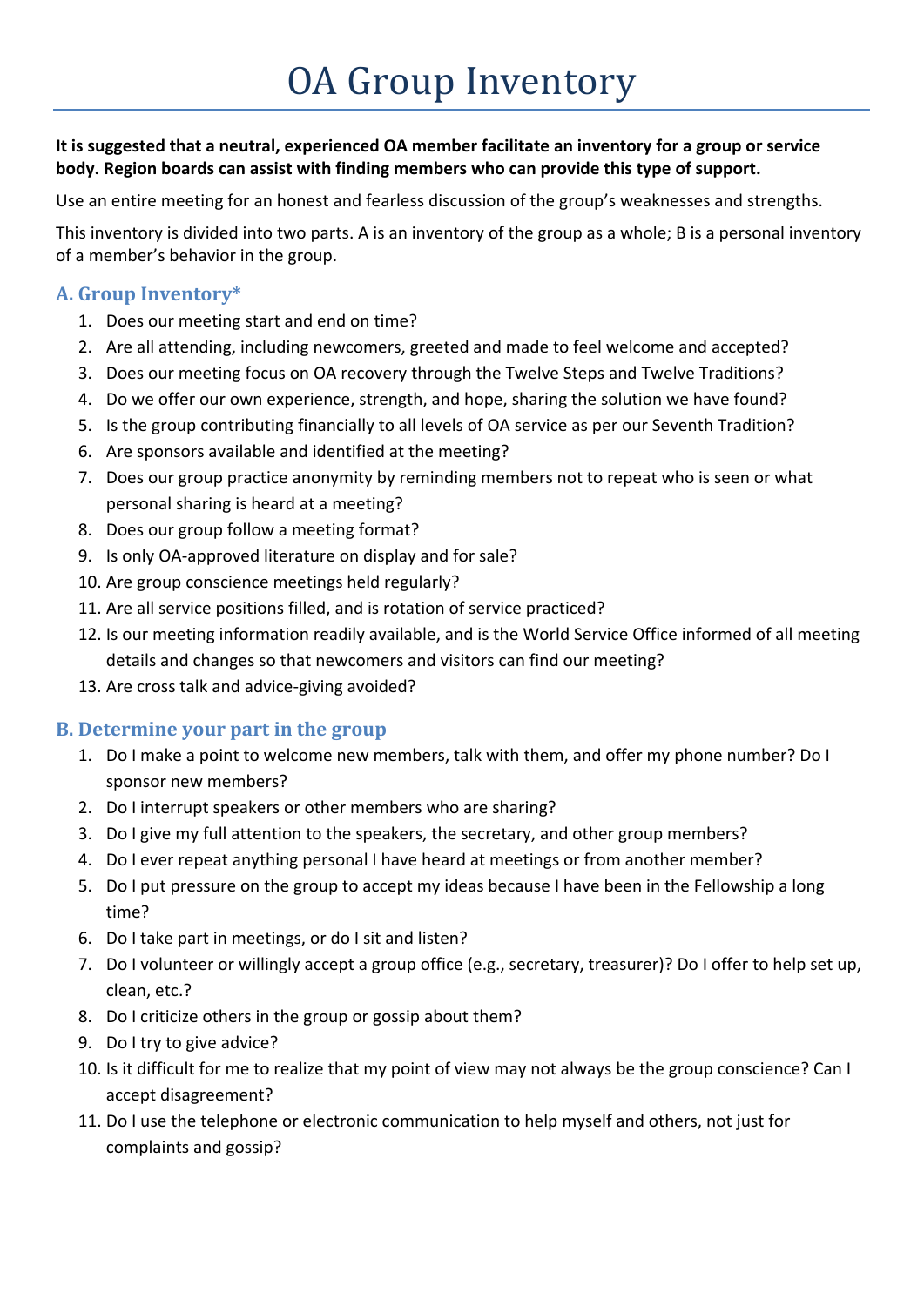# OA Group Inventory

**It is suggested that a neutral, experienced OA member facilitate an inventory for a group or service body. Region boards can assist with finding members who can provide this type of support.**

Use an entire meeting for an honest and fearless discussion of the group's weaknesses and strengths.

This inventory is divided into two parts. A is an inventory of the group as a whole; B is a personal inventory of a member's behavior in the group.

## A. Group Inventory*

1. Does our meeting start and end on time?
2. Are all attending, including newcomers, greeted and made to feel welcome and accepted?
3. Does our meeting focus on OA recovery through the Twelve Steps and Twelve Traditions?
4. Do we offer our own experience, strength, and hope, sharing the solution we have found?
5. Is the group contributing financially to all levels of OA service as per our Seventh Tradition?
6. Are sponsors available and identified at the meeting?
7. Does our group practice anonymity by reminding members not to repeat who is seen or what personal sharing is heard at a meeting?
8. Does our group follow a meeting format?
9. Is only OA-approved literature on display and for sale?
10. Are group conscience meetings held regularly?
11. Are all service positions filled, and is rotation of service practiced?
12. Is our meeting information readily available, and is the World Service Office informed of all meeting details and changes so that newcomers and visitors can find our meeting?
13. Are cross talk and advice-giving avoided?

## B. Determine your part in the group

1. Do I make a point to welcome new members, talk with them, and offer my phone number? Do I sponsor new members?
2. Do I interrupt speakers or other members who are sharing?
3. Do I give my full attention to the speakers, the secretary, and other group members?
4. Do I ever repeat anything personal I have heard at meetings or from another member?
5. Do I put pressure on the group to accept my ideas because I have been in the Fellowship a long time?
6. Do I take part in meetings, or do I sit and listen?
7. Do I volunteer or willingly accept a group office (e.g., secretary, treasurer)? Do I offer to help set up, clean, etc.?
8. Do I criticize others in the group or gossip about them?
9. Do I try to give advice?
10. Is it difficult for me to realize that my point of view may not always be the group conscience? Can I accept disagreement?
11. Do I use the telephone or electronic communication to help myself and others, not just for complaints and gossip?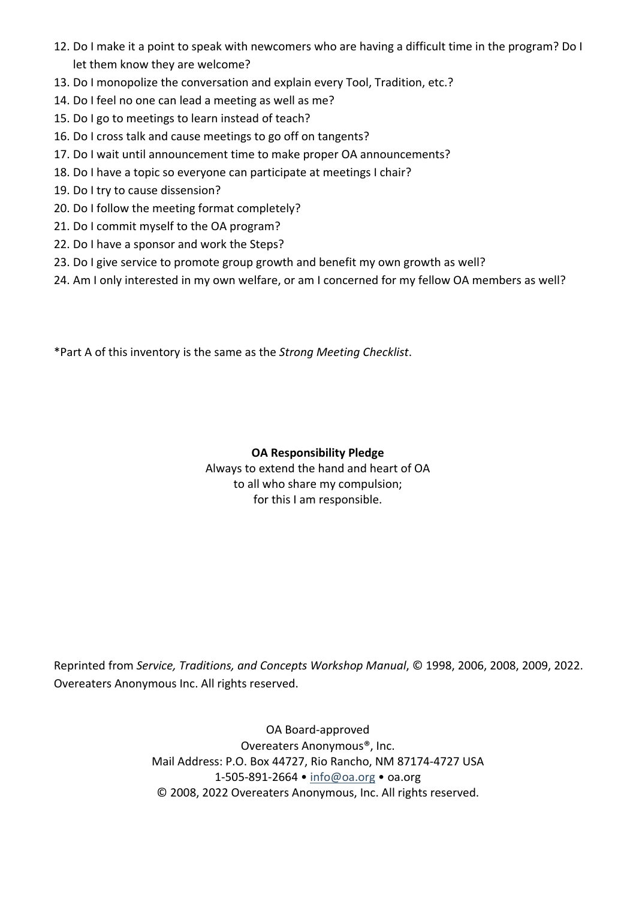12. Do I make it a point to speak with newcomers who are having a difficult time in the program? Do I let them know they are welcome?
13. Do I monopolize the conversation and explain every Tool, Tradition, etc.?
14. Do I feel no one can lead a meeting as well as me?
15. Do I go to meetings to learn instead of teach?
16. Do I cross talk and cause meetings to go off on tangents?
17. Do I wait until announcement time to make proper OA announcements?
18. Do I have a topic so everyone can participate at meetings I chair?
19. Do I try to cause dissension?
20. Do I follow the meeting format completely?
21. Do I commit myself to the OA program?
22. Do I have a sponsor and work the Steps?
23. Do I give service to promote group growth and benefit my own growth as well?
24. Am I only interested in my own welfare, or am I concerned for my fellow OA members as well?

*Part A of this inventory is the same as the *Strong Meeting Checklist*.

**OA Responsibility Pledge**

Always to extend the hand and heart of OA
to all who share my compulsion;
for this I am responsible.

Reprinted from *Service, Traditions, and Concepts Workshop Manual*, © 1998, 2006, 2008, 2009, 2022. Overeaters Anonymous Inc. All rights reserved.

OA Board-approved
Overeaters Anonymous®, Inc.
Mail Address: P.O. Box 44727, Rio Rancho, NM 87174-4727 USA
1-505-891-2664 • info@oa.org • oa.org
© 2008, 2022 Overeaters Anonymous, Inc. All rights reserved.